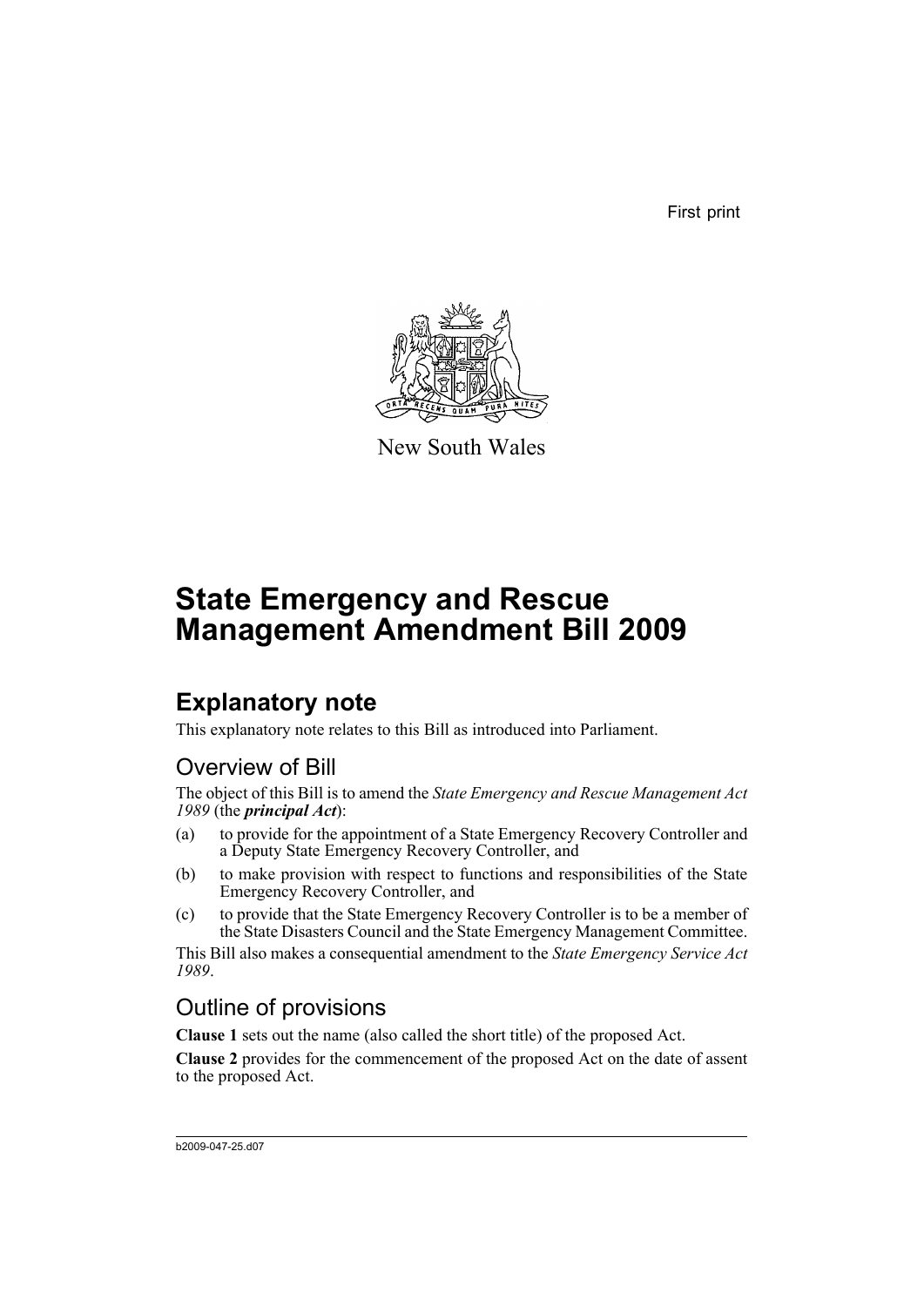First print

New South Wales

# State Emergency and Rescue Management Amendment Bill 2009

## Explanatory note

This explanatory note relates to this Bill as introduced into Parliament.

### Overview of Bill

The object of this Bill is to amend the *State Emergency and Rescue Management Act 1989* (the ***principal Act***):

(a) to provide for the appointment of a State Emergency Recovery Controller and a Deputy State Emergency Recovery Controller, and

(b) to make provision with respect to functions and responsibilities of the State Emergency Recovery Controller, and

(c) to provide that the State Emergency Recovery Controller is to be a member of the State Disasters Council and the State Emergency Management Committee.

This Bill also makes a consequential amendment to the *State Emergency Service Act 1989*.

### Outline of provisions

**Clause 1** sets out the name (also called the short title) of the proposed Act.

**Clause 2** provides for the commencement of the proposed Act on the date of assent to the proposed Act.

b2009-047-25.d07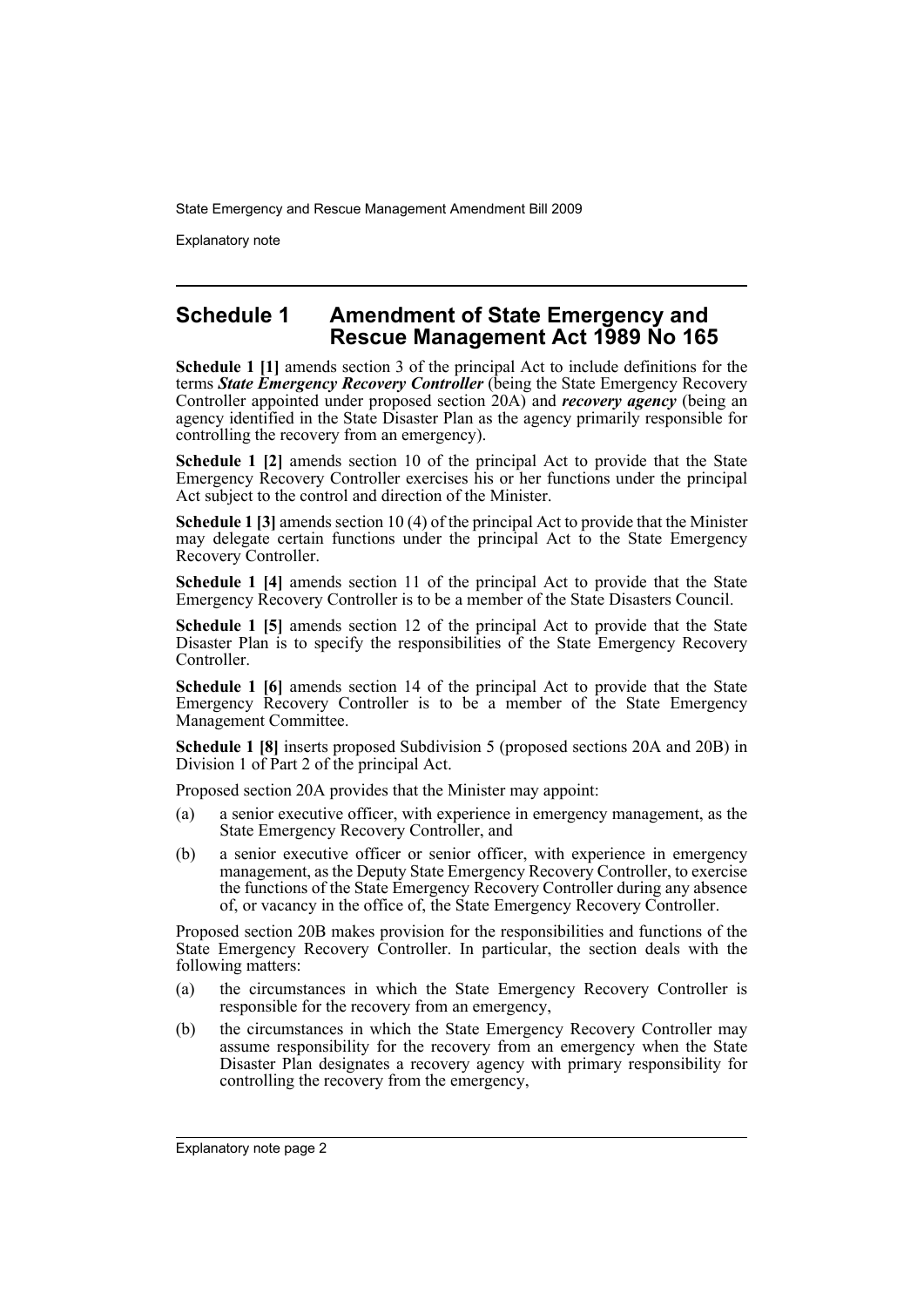## Schedule 1 Amendment of State Emergency and Rescue Management Act 1989 No 165

**Schedule 1 [1]** amends section 3 of the principal Act to include definitions for the terms ***State Emergency Recovery Controller*** (being the State Emergency Recovery Controller appointed under proposed section 20A) and ***recovery agency*** (being an agency identified in the State Disaster Plan as the agency primarily responsible for controlling the recovery from an emergency).

**Schedule 1 [2]** amends section 10 of the principal Act to provide that the State Emergency Recovery Controller exercises his or her functions under the principal Act subject to the control and direction of the Minister.

**Schedule 1 [3]** amends section 10 (4) of the principal Act to provide that the Minister may delegate certain functions under the principal Act to the State Emergency Recovery Controller.

**Schedule 1 [4]** amends section 11 of the principal Act to provide that the State Emergency Recovery Controller is to be a member of the State Disasters Council.

**Schedule 1 [5]** amends section 12 of the principal Act to provide that the State Disaster Plan is to specify the responsibilities of the State Emergency Recovery Controller.

**Schedule 1 [6]** amends section 14 of the principal Act to provide that the State Emergency Recovery Controller is to be a member of the State Emergency Management Committee.

**Schedule 1 [8]** inserts proposed Subdivision 5 (proposed sections 20A and 20B) in Division 1 of Part 2 of the principal Act.

Proposed section 20A provides that the Minister may appoint:

(a) a senior executive officer, with experience in emergency management, as the State Emergency Recovery Controller, and

(b) a senior executive officer or senior officer, with experience in emergency management, as the Deputy State Emergency Recovery Controller, to exercise the functions of the State Emergency Recovery Controller during any absence of, or vacancy in the office of, the State Emergency Recovery Controller.

Proposed section 20B makes provision for the responsibilities and functions of the State Emergency Recovery Controller. In particular, the section deals with the following matters:

(a) the circumstances in which the State Emergency Recovery Controller is responsible for the recovery from an emergency,

(b) the circumstances in which the State Emergency Recovery Controller may assume responsibility for the recovery from an emergency when the State Disaster Plan designates a recovery agency with primary responsibility for controlling the recovery from the emergency,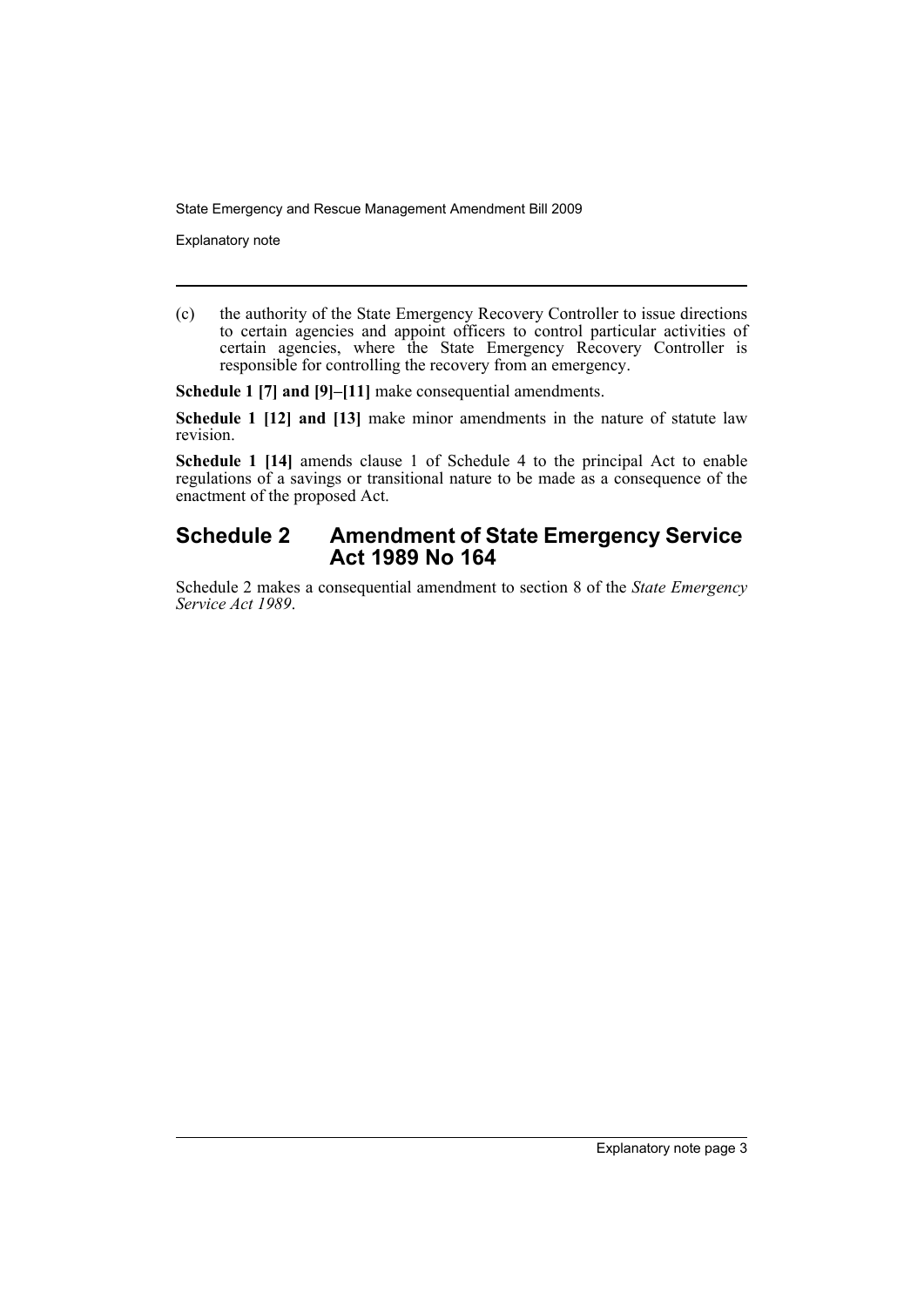(c) the authority of the State Emergency Recovery Controller to issue directions to certain agencies and appoint officers to control particular activities of certain agencies, where the State Emergency Recovery Controller is responsible for controlling the recovery from an emergency.

**Schedule 1 [7] and [9]–[11]** make consequential amendments.

**Schedule 1 [12] and [13]** make minor amendments in the nature of statute law revision.

**Schedule 1 [14]** amends clause 1 of Schedule 4 to the principal Act to enable regulations of a savings or transitional nature to be made as a consequence of the enactment of the proposed Act.

## Schedule 2 Amendment of State Emergency Service Act 1989 No 164

Schedule 2 makes a consequential amendment to section 8 of the *State Emergency Service Act 1989*.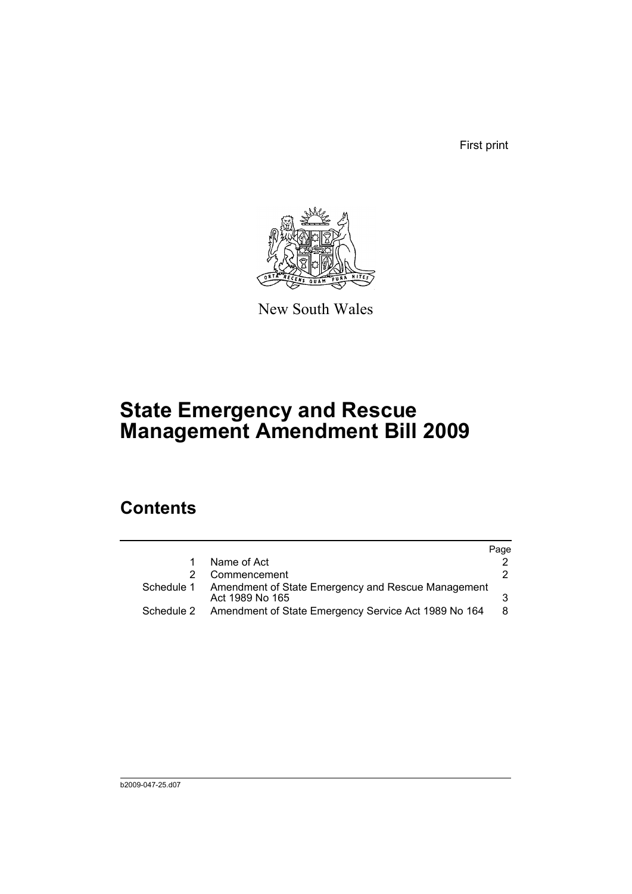First print

New South Wales

# State Emergency and Rescue Management Amendment Bill 2009

## Contents

| | | Page |
|---|---|---|
| 1 | Name of Act | 2 |
| 2 | Commencement | 2 |
| Schedule 1 | Amendment of State Emergency and Rescue Management Act 1989 No 165 | 3 |
| Schedule 2 | Amendment of State Emergency Service Act 1989 No 164 | 8 |

b2009-047-25.d07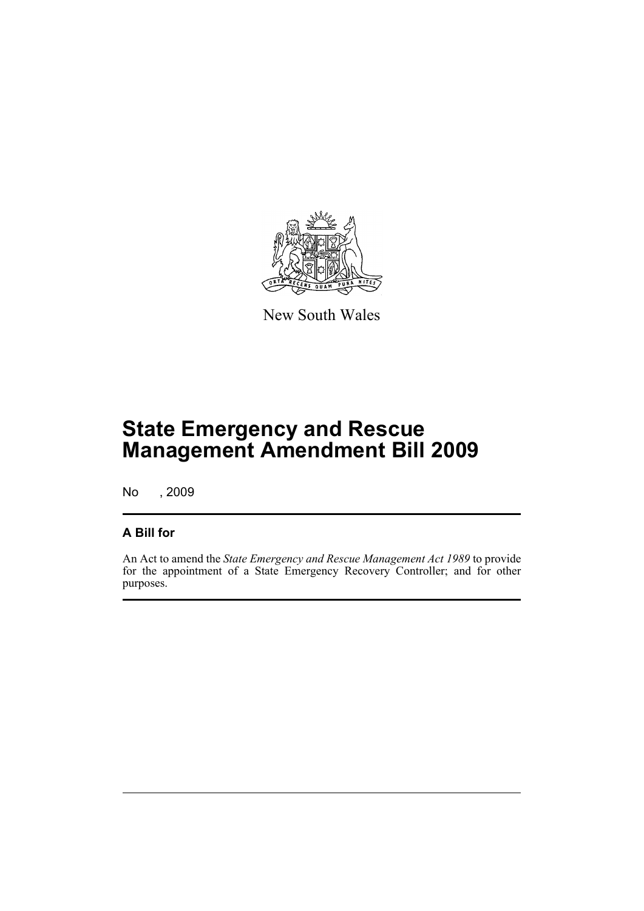New South Wales

# State Emergency and Rescue Management Amendment Bill 2009

No , 2009

## A Bill for

An Act to amend the *State Emergency and Rescue Management Act 1989* to provide for the appointment of a State Emergency Recovery Controller; and for other purposes.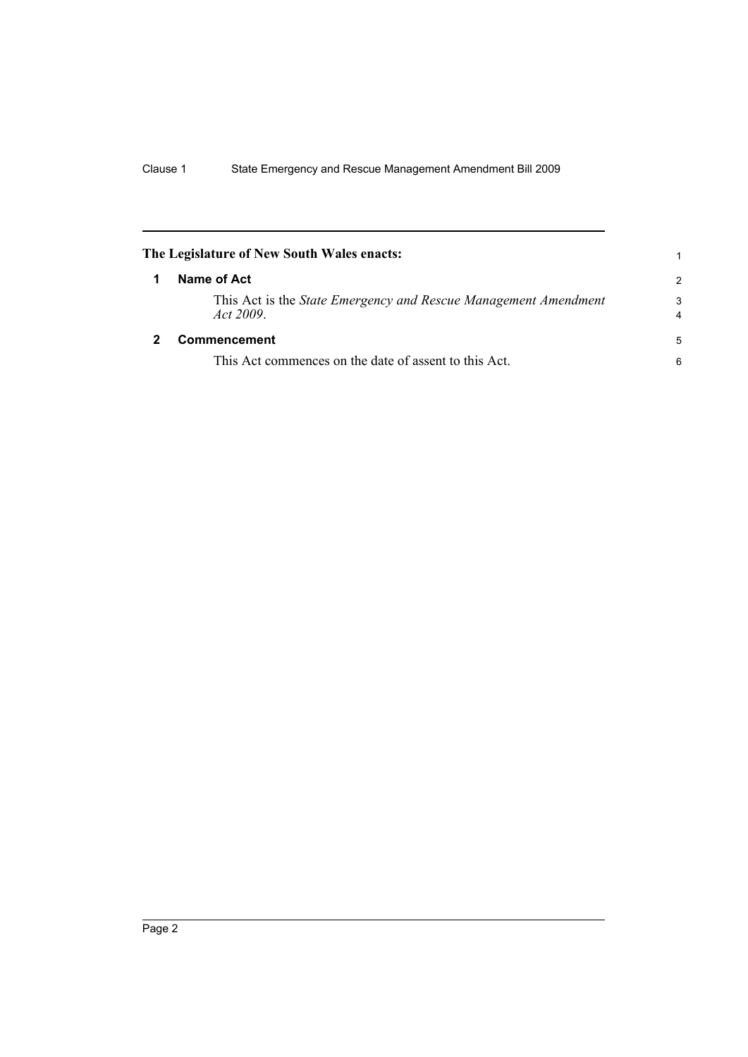**The Legislature of New South Wales enacts:**

## 1 Name of Act

This Act is the *State Emergency and Rescue Management Amendment Act 2009*.

## 2 Commencement

This Act commences on the date of assent to this Act.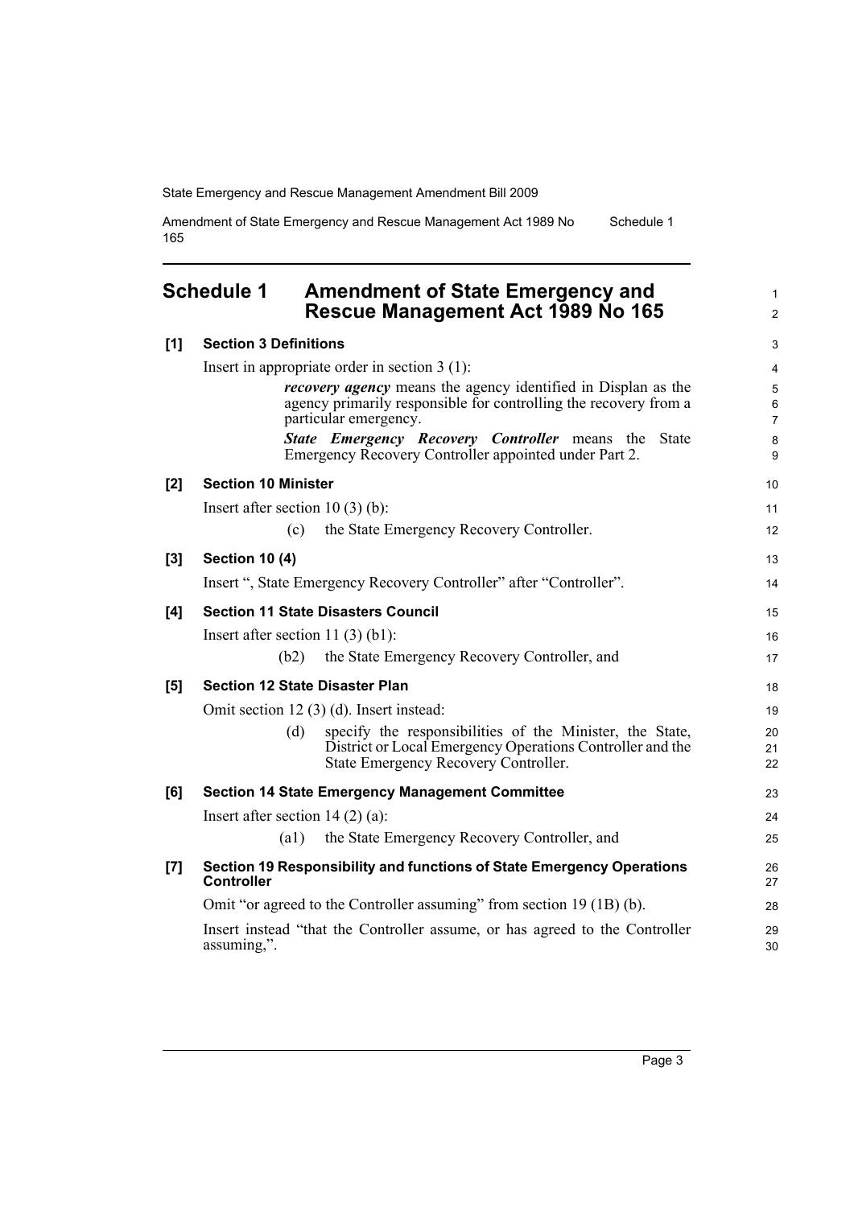## Schedule 1 Amendment of State Emergency and Rescue Management Act 1989 No 165

**[1] Section 3 Definitions**

Insert in appropriate order in section 3 (1):

> ***recovery agency*** means the agency identified in Displan as the agency primarily responsible for controlling the recovery from a particular emergency.
>
> ***State Emergency Recovery Controller*** means the State Emergency Recovery Controller appointed under Part 2.

**[2] Section 10 Minister**

Insert after section 10 (3) (b):

> (c) the State Emergency Recovery Controller.

**[3] Section 10 (4)**

Insert ", State Emergency Recovery Controller" after "Controller".

**[4] Section 11 State Disasters Council**

Insert after section 11 (3) (b1):

> (b2) the State Emergency Recovery Controller, and

**[5] Section 12 State Disaster Plan**

Omit section 12 (3) (d). Insert instead:

> (d) specify the responsibilities of the Minister, the State, District or Local Emergency Operations Controller and the State Emergency Recovery Controller.

**[6] Section 14 State Emergency Management Committee**

Insert after section 14 (2) (a):

> (a1) the State Emergency Recovery Controller, and

**[7] Section 19 Responsibility and functions of State Emergency Operations Controller**

Omit "or agreed to the Controller assuming" from section 19 (1B) (b).

Insert instead "that the Controller assume, or has agreed to the Controller assuming,".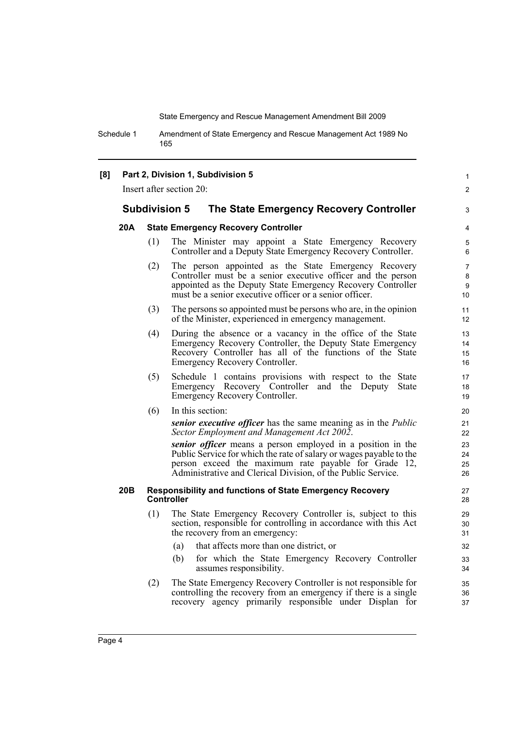**[8] Part 2, Division 1, Subdivision 5**

Insert after section 20:

## Subdivision 5 The State Emergency Recovery Controller

### 20A State Emergency Recovery Controller

(1) The Minister may appoint a State Emergency Recovery Controller and a Deputy State Emergency Recovery Controller.

(2) The person appointed as the State Emergency Recovery Controller must be a senior executive officer and the person appointed as the Deputy State Emergency Recovery Controller must be a senior executive officer or a senior officer.

(3) The persons so appointed must be persons who are, in the opinion of the Minister, experienced in emergency management.

(4) During the absence or a vacancy in the office of the State Emergency Recovery Controller, the Deputy State Emergency Recovery Controller has all of the functions of the State Emergency Recovery Controller.

(5) Schedule 1 contains provisions with respect to the State Emergency Recovery Controller and the Deputy State Emergency Recovery Controller.

(6) In this section:

***senior executive officer*** has the same meaning as in the *Public Sector Employment and Management Act 2002*.

***senior officer*** means a person employed in a position in the Public Service for which the rate of salary or wages payable to the person exceed the maximum rate payable for Grade 12, Administrative and Clerical Division, of the Public Service.

### 20B Responsibility and functions of State Emergency Recovery Controller

(1) The State Emergency Recovery Controller is, subject to this section, responsible for controlling in accordance with this Act the recovery from an emergency:

(a) that affects more than one district, or

(b) for which the State Emergency Recovery Controller assumes responsibility.

(2) The State Emergency Recovery Controller is not responsible for controlling the recovery from an emergency if there is a single recovery agency primarily responsible under Displan for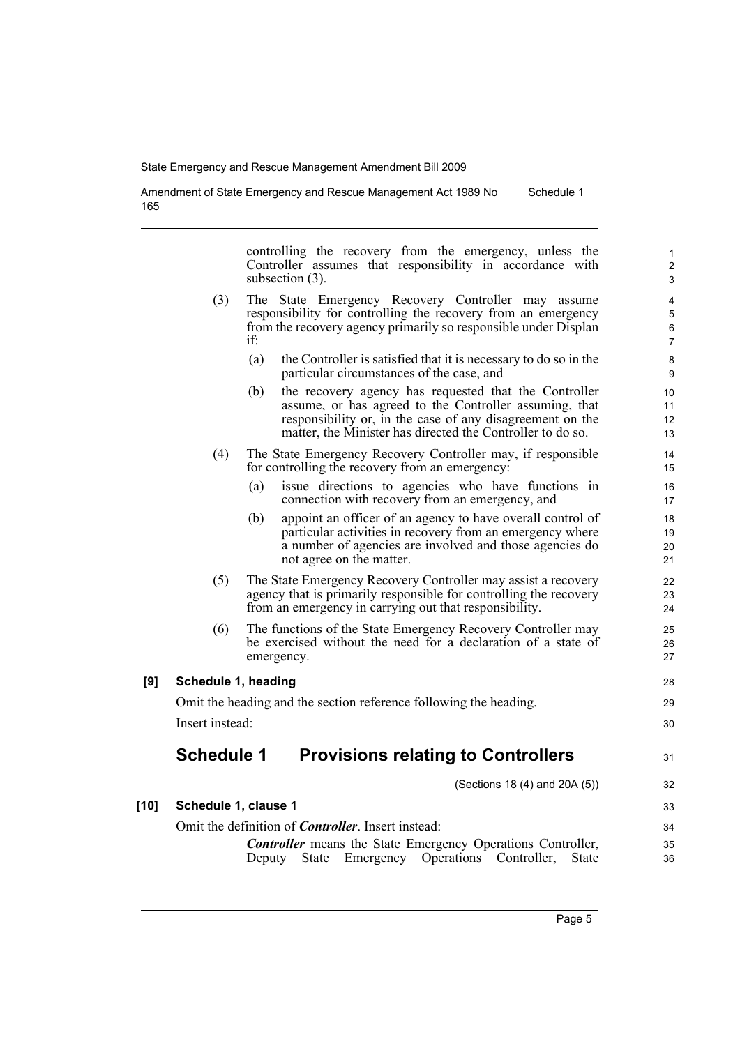controlling the recovery from the emergency, unless the Controller assumes that responsibility in accordance with subsection (3).

(3) The State Emergency Recovery Controller may assume responsibility for controlling the recovery from an emergency from the recovery agency primarily so responsible under Displan if:

(a) the Controller is satisfied that it is necessary to do so in the particular circumstances of the case, and

(b) the recovery agency has requested that the Controller assume, or has agreed to the Controller assuming, that responsibility or, in the case of any disagreement on the matter, the Minister has directed the Controller to do so.

(4) The State Emergency Recovery Controller may, if responsible for controlling the recovery from an emergency:

(a) issue directions to agencies who have functions in connection with recovery from an emergency, and

(b) appoint an officer of an agency to have overall control of particular activities in recovery from an emergency where a number of agencies are involved and those agencies do not agree on the matter.

(5) The State Emergency Recovery Controller may assist a recovery agency that is primarily responsible for controlling the recovery from an emergency in carrying out that responsibility.

(6) The functions of the State Emergency Recovery Controller may be exercised without the need for a declaration of a state of emergency.

**[9] Schedule 1, heading**

Omit the heading and the section reference following the heading.

Insert instead:

## Schedule 1 Provisions relating to Controllers

(Sections 18 (4) and 20A (5))

**[10] Schedule 1, clause 1**

Omit the definition of ***Controller***. Insert instead:

***Controller*** means the State Emergency Operations Controller, Deputy State Emergency Operations Controller, State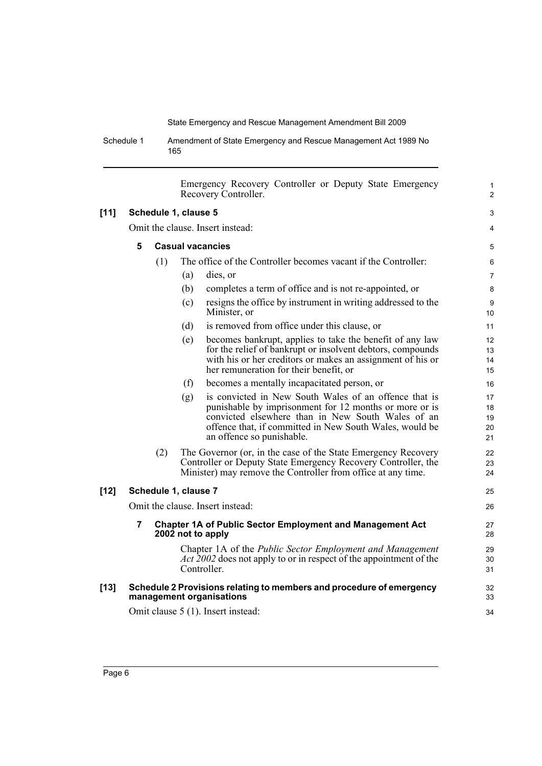Emergency Recovery Controller or Deputy State Emergency Recovery Controller.

**[11] Schedule 1, clause 5**

Omit the clause. Insert instead:

**5 Casual vacancies**

(1) The office of the Controller becomes vacant if the Controller:

(a) dies, or

(b) completes a term of office and is not re-appointed, or

(c) resigns the office by instrument in writing addressed to the Minister, or

(d) is removed from office under this clause, or

(e) becomes bankrupt, applies to take the benefit of any law for the relief of bankrupt or insolvent debtors, compounds with his or her creditors or makes an assignment of his or her remuneration for their benefit, or

(f) becomes a mentally incapacitated person, or

(g) is convicted in New South Wales of an offence that is punishable by imprisonment for 12 months or more or is convicted elsewhere than in New South Wales of an offence that, if committed in New South Wales, would be an offence so punishable.

(2) The Governor (or, in the case of the State Emergency Recovery Controller or Deputy State Emergency Recovery Controller, the Minister) may remove the Controller from office at any time.

**[12] Schedule 1, clause 7**

Omit the clause. Insert instead:

**7 Chapter 1A of Public Sector Employment and Management Act 2002 not to apply**

Chapter 1A of the *Public Sector Employment and Management Act 2002* does not apply to or in respect of the appointment of the Controller.

**[13] Schedule 2 Provisions relating to members and procedure of emergency management organisations**

Omit clause 5 (1). Insert instead: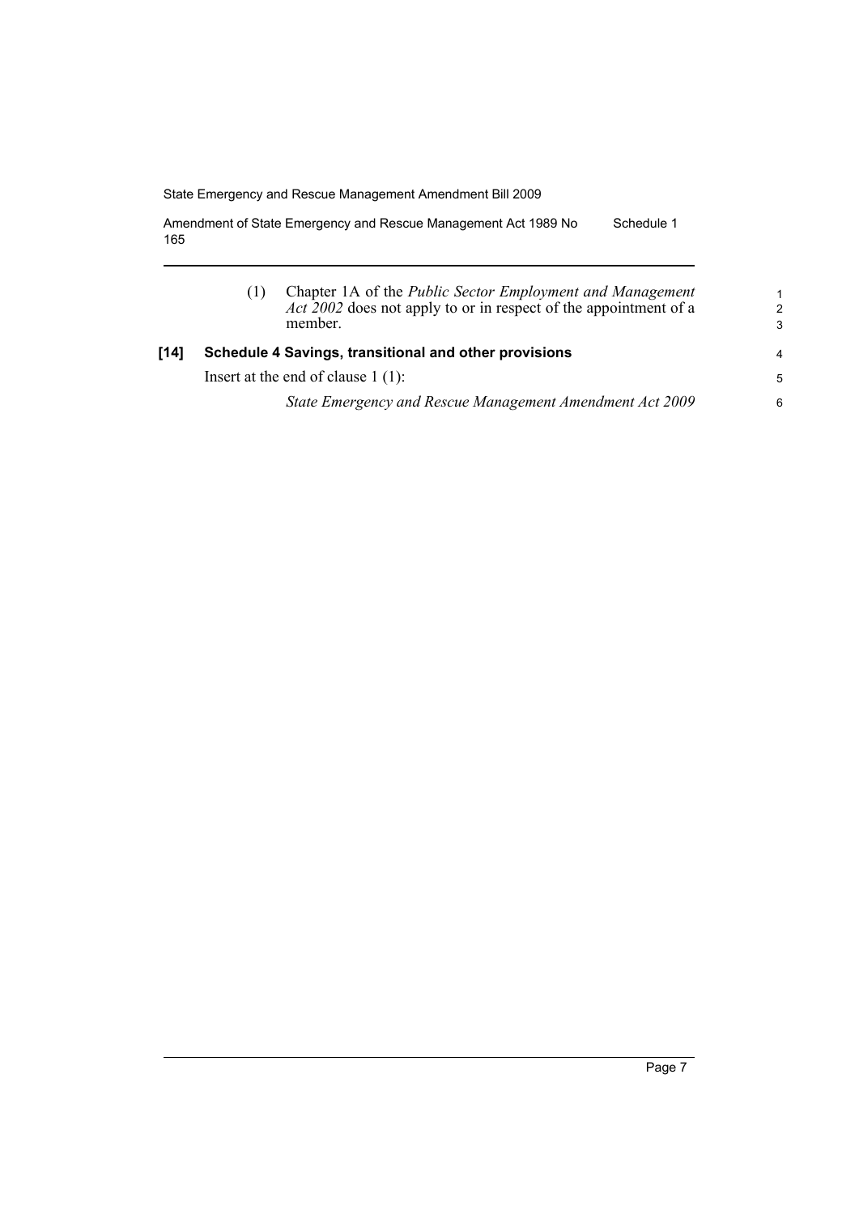(1) Chapter 1A of the *Public Sector Employment and Management Act 2002* does not apply to or in respect of the appointment of a member.

**[14] Schedule 4 Savings, transitional and other provisions**

Insert at the end of clause 1 (1):

*State Emergency and Rescue Management Amendment Act 2009*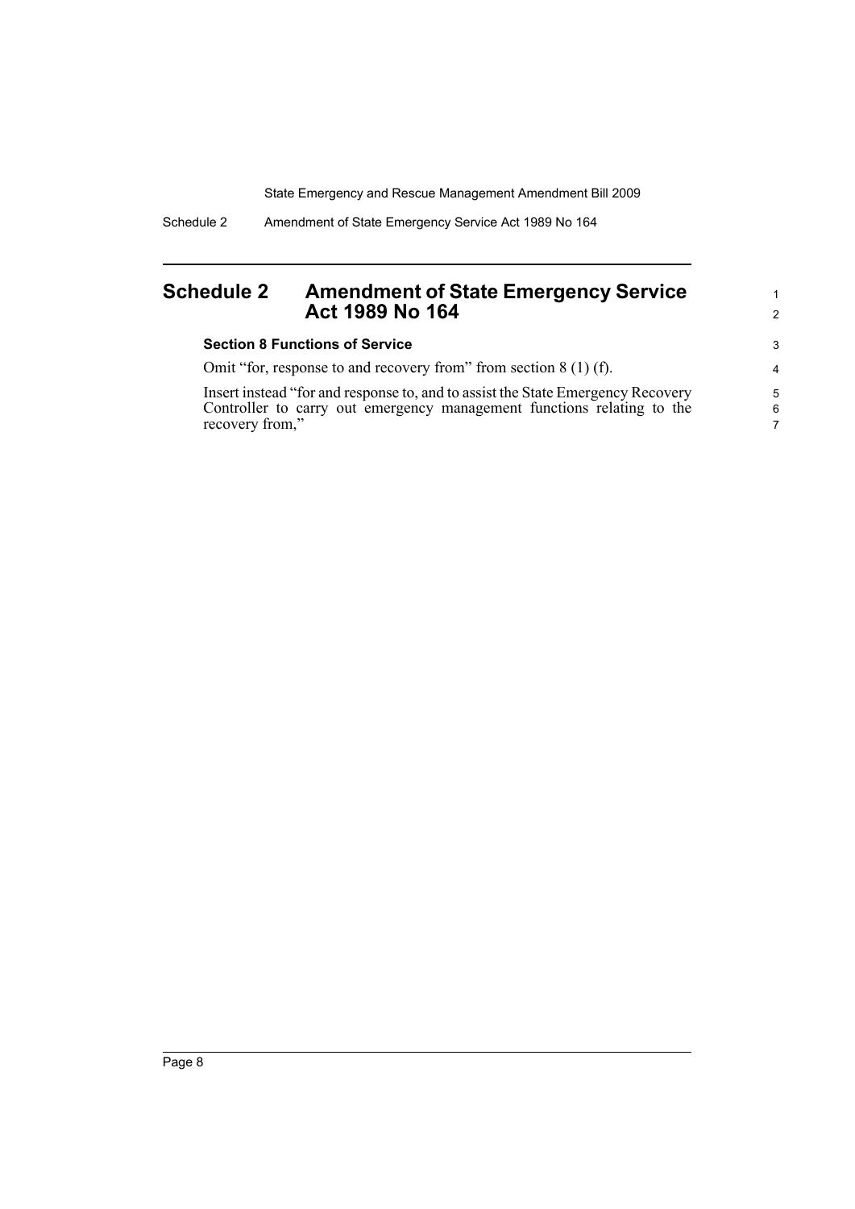# Schedule 2 Amendment of State Emergency Service Act 1989 No 164

**Section 8 Functions of Service**

Omit "for, response to and recovery from" from section 8 (1) (f).

Insert instead "for and response to, and to assist the State Emergency Recovery Controller to carry out emergency management functions relating to the recovery from,"